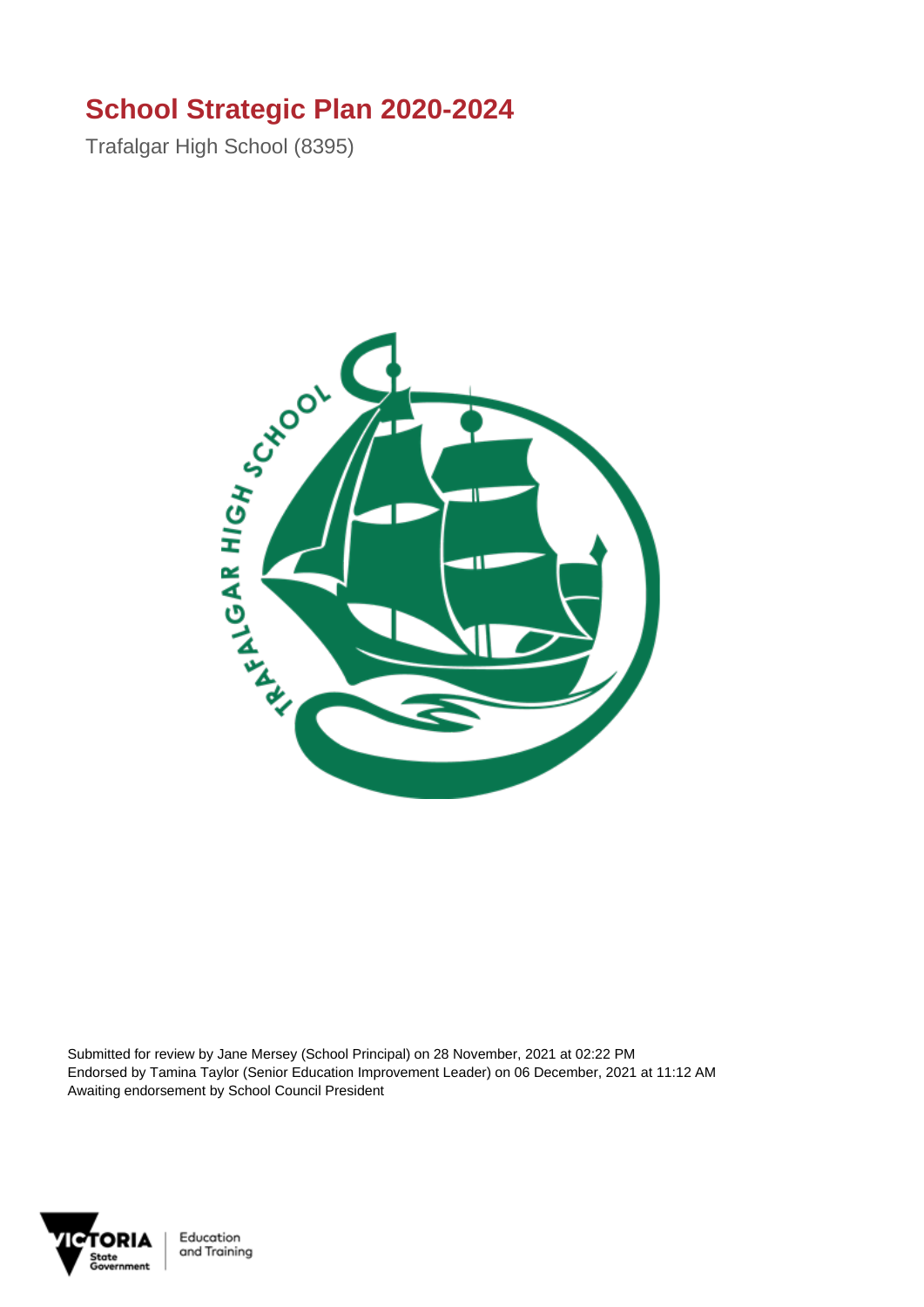# School Strategic Plan 2020-2024

Trafalgar High School (8395)

Submitted for review by Jane Mersey (School Principal) on 28 November, 2021 at 02:22 PM
Endorsed by Tamina Taylor (Senior Education Improvement Leader) on 06 December, 2021 at 11:12 AM
Awaiting endorsement by School Council President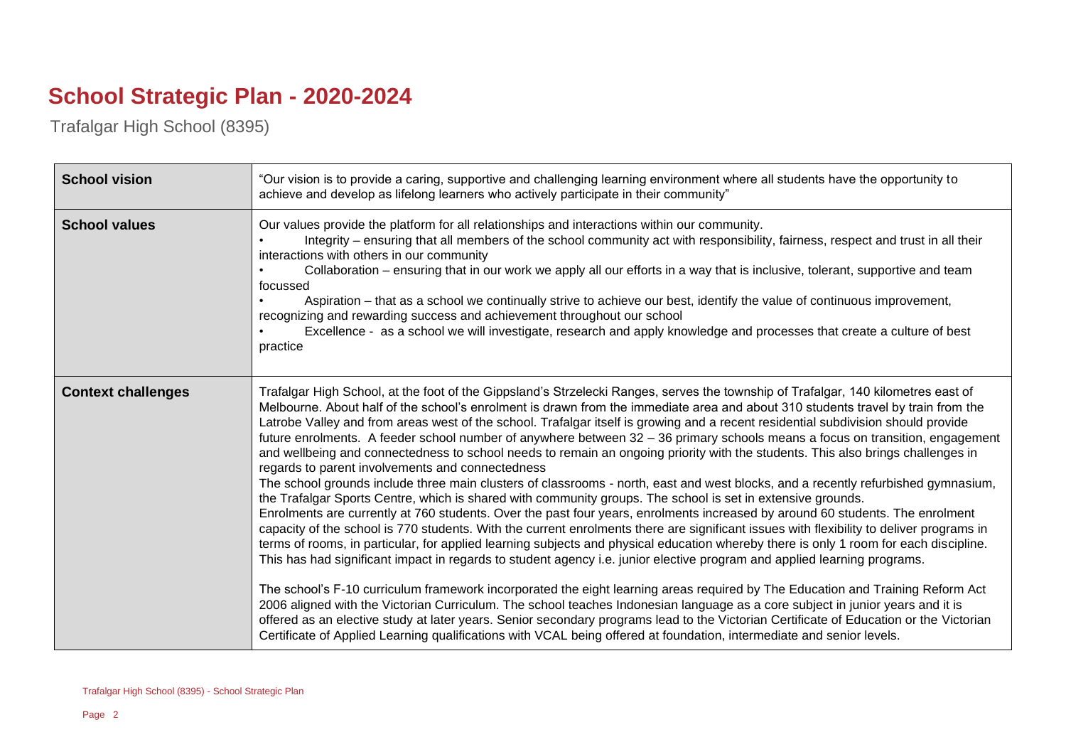# School Strategic Plan - 2020-2024

Trafalgar High School (8395)

| | |
|---|---|
| **School vision** | "Our vision is to provide a caring, supportive and challenging learning environment where all students have the opportunity to achieve and develop as lifelong learners who actively participate in their community" |
| **School values** | Our values provide the platform for all relationships and interactions within our community.<br>• Integrity – ensuring that all members of the school community act with responsibility, fairness, respect and trust in all their interactions with others in our community<br>• Collaboration – ensuring that in our work we apply all our efforts in a way that is inclusive, tolerant, supportive and team focussed<br>• Aspiration – that as a school we continually strive to achieve our best, identify the value of continuous improvement, recognizing and rewarding success and achievement throughout our school<br>• Excellence - as a school we will investigate, research and apply knowledge and processes that create a culture of best practice |
| **Context challenges** | Trafalgar High School, at the foot of the Gippsland's Strzelecki Ranges, serves the township of Trafalgar, 140 kilometres east of Melbourne. About half of the school's enrolment is drawn from the immediate area and about 310 students travel by train from the Latrobe Valley and from areas west of the school. Trafalgar itself is growing and a recent residential subdivision should provide future enrolments. A feeder school number of anywhere between 32 – 36 primary schools means a focus on transition, engagement and wellbeing and connectedness to school needs to remain an ongoing priority with the students. This also brings challenges in regards to parent involvements and connectedness<br>The school grounds include three main clusters of classrooms - north, east and west blocks, and a recently refurbished gymnasium, the Trafalgar Sports Centre, which is shared with community groups. The school is set in extensive grounds.<br>Enrolments are currently at 760 students. Over the past four years, enrolments increased by around 60 students. The enrolment capacity of the school is 770 students. With the current enrolments there are significant issues with flexibility to deliver programs in terms of rooms, in particular, for applied learning subjects and physical education whereby there is only 1 room for each discipline. This has had significant impact in regards to student agency i.e. junior elective program and applied learning programs.<br><br>The school's F-10 curriculum framework incorporated the eight learning areas required by The Education and Training Reform Act 2006 aligned with the Victorian Curriculum. The school teaches Indonesian language as a core subject in junior years and it is offered as an elective study at later years. Senior secondary programs lead to the Victorian Certificate of Education or the Victorian Certificate of Applied Learning qualifications with VCAL being offered at foundation, intermediate and senior levels. |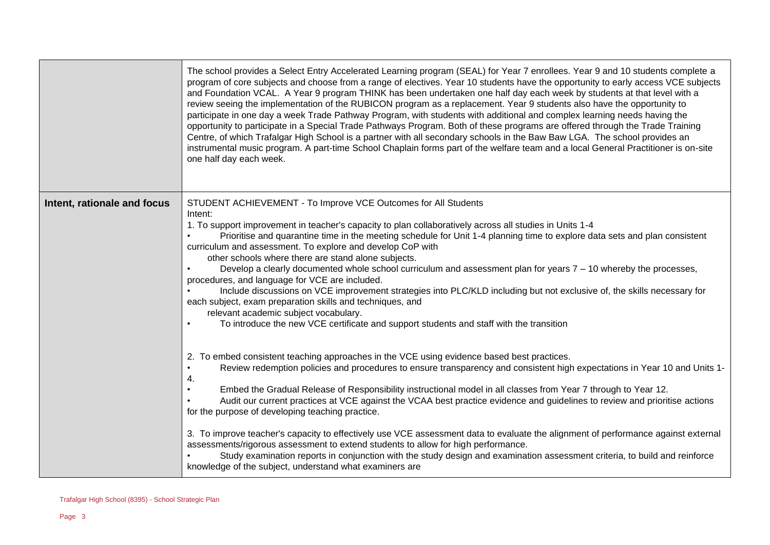| | |
|---|---|
| | The school provides a Select Entry Accelerated Learning program (SEAL) for Year 7 enrollees. Year 9 and 10 students complete a program of core subjects and choose from a range of electives. Year 10 students have the opportunity to early access VCE subjects and Foundation VCAL. A Year 9 program THINK has been undertaken one half day each week by students at that level with a review seeing the implementation of the RUBICON program as a replacement. Year 9 students also have the opportunity to participate in one day a week Trade Pathway Program, with students with additional and complex learning needs having the opportunity to participate in a Special Trade Pathways Program. Both of these programs are offered through the Trade Training Centre, of which Trafalgar High School is a partner with all secondary schools in the Baw Baw LGA. The school provides an instrumental music program. A part-time School Chaplain forms part of the welfare team and a local General Practitioner is on-site one half day each week. |
| **Intent, rationale and focus** | STUDENT ACHIEVEMENT - To Improve VCE Outcomes for All Students<br>Intent:<br>1. To support improvement in teacher's capacity to plan collaboratively across all studies in Units 1-4<br>• Prioritise and quarantine time in the meeting schedule for Unit 1-4 planning time to explore data sets and plan consistent curriculum and assessment. To explore and develop CoP with other schools where there are stand alone subjects.<br>• Develop a clearly documented whole school curriculum and assessment plan for years 7 – 10 whereby the processes, procedures, and language for VCE are included.<br>• Include discussions on VCE improvement strategies into PLC/KLD including but not exclusive of, the skills necessary for each subject, exam preparation skills and techniques, and relevant academic subject vocabulary.<br>• To introduce the new VCE certificate and support students and staff with the transition<br><br>2. To embed consistent teaching approaches in the VCE using evidence based best practices.<br>• Review redemption policies and procedures to ensure transparency and consistent high expectations in Year 10 and Units 1-4.<br>• Embed the Gradual Release of Responsibility instructional model in all classes from Year 7 through to Year 12.<br>• Audit our current practices at VCE against the VCAA best practice evidence and guidelines to review and prioritise actions for the purpose of developing teaching practice.<br><br>3. To improve teacher's capacity to effectively use VCE assessment data to evaluate the alignment of performance against external assessments/rigorous assessment to extend students to allow for high performance.<br>• Study examination reports in conjunction with the study design and examination assessment criteria, to build and reinforce knowledge of the subject, understand what examiners are |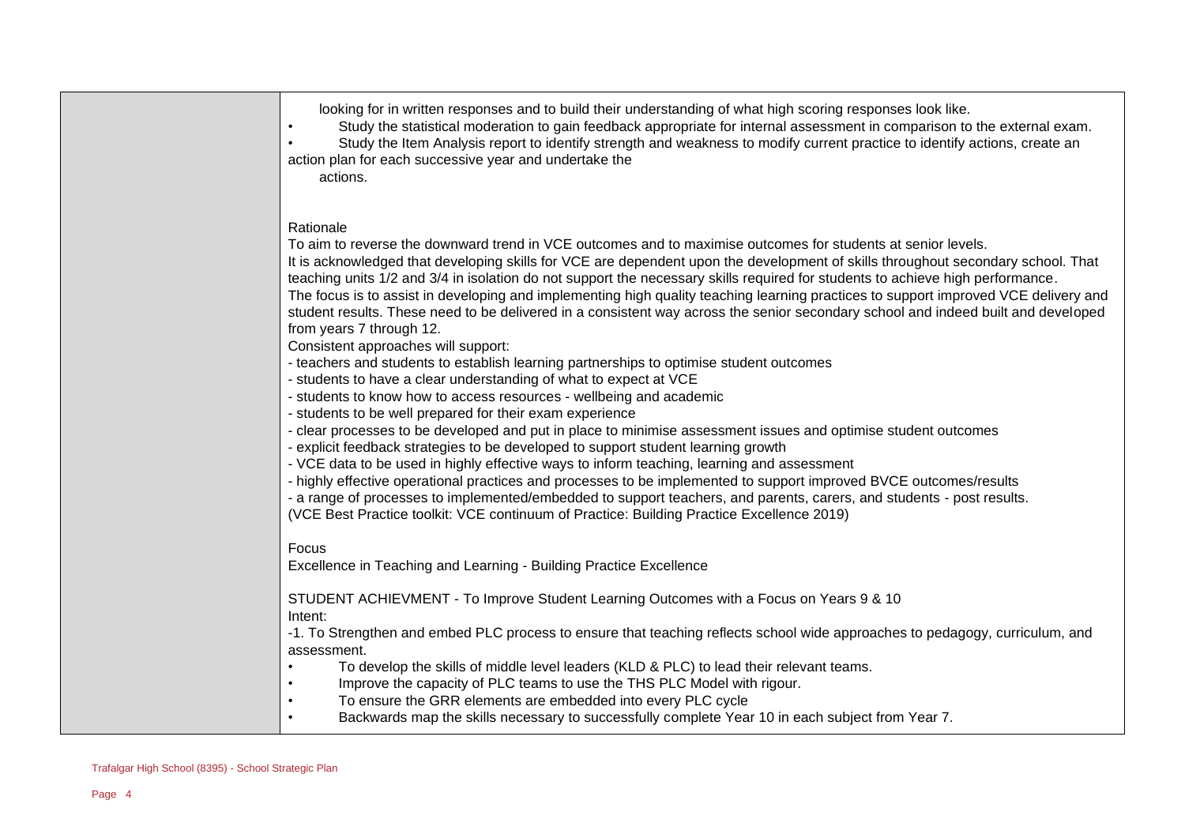looking for in written responses and to build their understanding of what high scoring responses look like.

- Study the statistical moderation to gain feedback appropriate for internal assessment in comparison to the external exam.
- Study the Item Analysis report to identify strength and weakness to modify current practice to identify actions, create an action plan for each successive year and undertake the actions.

Rationale

To aim to reverse the downward trend in VCE outcomes and to maximise outcomes for students at senior levels.

It is acknowledged that developing skills for VCE are dependent upon the development of skills throughout secondary school. That teaching units 1/2 and 3/4 in isolation do not support the necessary skills required for students to achieve high performance.

The focus is to assist in developing and implementing high quality teaching learning practices to support improved VCE delivery and student results. These need to be delivered in a consistent way across the senior secondary school and indeed built and developed from years 7 through 12.

Consistent approaches will support:

- teachers and students to establish learning partnerships to optimise student outcomes
- students to have a clear understanding of what to expect at VCE
- students to know how to access resources - wellbeing and academic
- students to be well prepared for their exam experience
- clear processes to be developed and put in place to minimise assessment issues and optimise student outcomes
- explicit feedback strategies to be developed to support student learning growth
- VCE data to be used in highly effective ways to inform teaching, learning and assessment
- highly effective operational practices and processes to be implemented to support improved BVCE outcomes/results
- a range of processes to implemented/embedded to support teachers, and parents, carers, and students - post results.

(VCE Best Practice toolkit: VCE continuum of Practice: Building Practice Excellence 2019)

Focus

Excellence in Teaching and Learning - Building Practice Excellence

STUDENT ACHIEVMENT - To Improve Student Learning Outcomes with a Focus on Years 9 & 10

Intent:

-1. To Strengthen and embed PLC process to ensure that teaching reflects school wide approaches to pedagogy, curriculum, and assessment.

- To develop the skills of middle level leaders (KLD & PLC) to lead their relevant teams.
- Improve the capacity of PLC teams to use the THS PLC Model with rigour.
- To ensure the GRR elements are embedded into every PLC cycle
- Backwards map the skills necessary to successfully complete Year 10 in each subject from Year 7.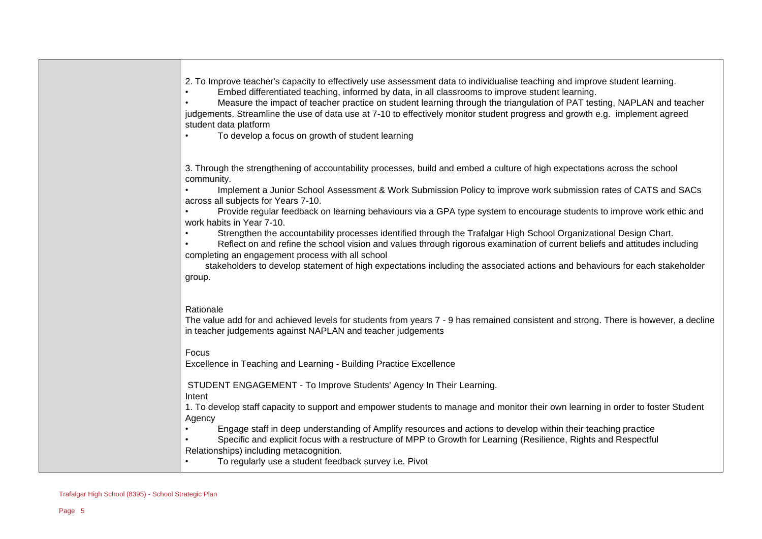2. To Improve teacher's capacity to effectively use assessment data to individualise teaching and improve student learning.

- Embed differentiated teaching, informed by data, in all classrooms to improve student learning.
- Measure the impact of teacher practice on student learning through the triangulation of PAT testing, NAPLAN and teacher judgements. Streamline the use of data use at 7-10 to effectively monitor student progress and growth e.g. implement agreed student data platform
- To develop a focus on growth of student learning

3. Through the strengthening of accountability processes, build and embed a culture of high expectations across the school community.

- Implement a Junior School Assessment & Work Submission Policy to improve work submission rates of CATS and SACs across all subjects for Years 7-10.
- Provide regular feedback on learning behaviours via a GPA type system to encourage students to improve work ethic and work habits in Year 7-10.
- Strengthen the accountability processes identified through the Trafalgar High School Organizational Design Chart.
- Reflect on and refine the school vision and values through rigorous examination of current beliefs and attitudes including completing an engagement process with all school stakeholders to develop statement of high expectations including the associated actions and behaviours for each stakeholder group.

Rationale

The value add for and achieved levels for students from years 7 - 9 has remained consistent and strong. There is however, a decline in teacher judgements against NAPLAN and teacher judgements

Focus

Excellence in Teaching and Learning - Building Practice Excellence

STUDENT ENGAGEMENT - To Improve Students' Agency In Their Learning.

Intent

1. To develop staff capacity to support and empower students to manage and monitor their own learning in order to foster Student Agency

- Engage staff in deep understanding of Amplify resources and actions to develop within their teaching practice
- Specific and explicit focus with a restructure of MPP to Growth for Learning (Resilience, Rights and Respectful Relationships) including metacognition.
- To regularly use a student feedback survey i.e. Pivot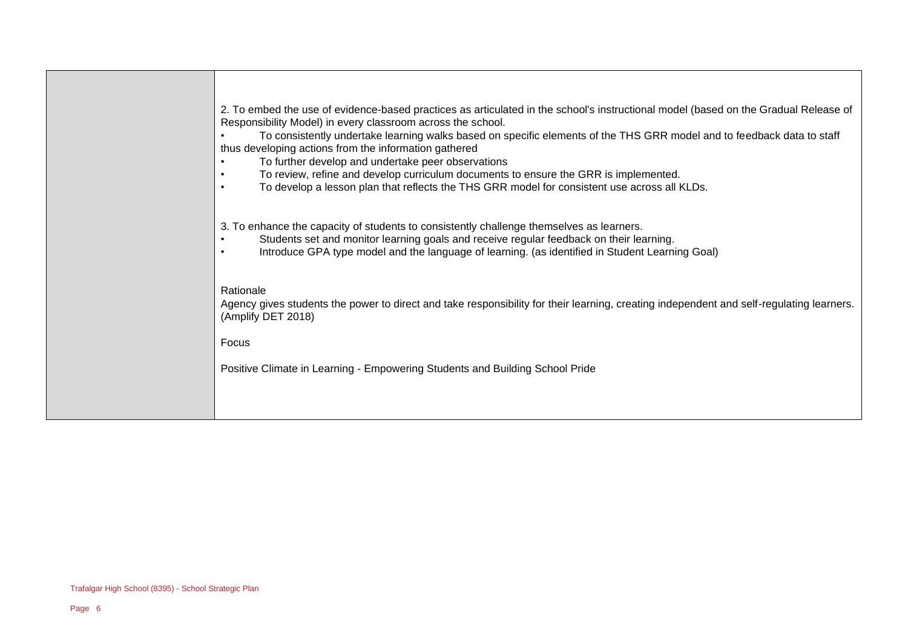| | |
|---|---|
| | 2. To embed the use of evidence-based practices as articulated in the school's instructional model (based on the Gradual Release of Responsibility Model) in every classroom across the school.<br>• To consistently undertake learning walks based on specific elements of the THS GRR model and to feedback data to staff thus developing actions from the information gathered<br>• To further develop and undertake peer observations<br>• To review, refine and develop curriculum documents to ensure the GRR is implemented.<br>• To develop a lesson plan that reflects the THS GRR model for consistent use across all KLDs.<br><br>3. To enhance the capacity of students to consistently challenge themselves as learners.<br>• Students set and monitor learning goals and receive regular feedback on their learning.<br>• Introduce GPA type model and the language of learning. (as identified in Student Learning Goal)<br><br>Rationale<br>Agency gives students the power to direct and take responsibility for their learning, creating independent and self-regulating learners. (Amplify DET 2018)<br><br>Focus<br><br>Positive Climate in Learning - Empowering Students and Building School Pride |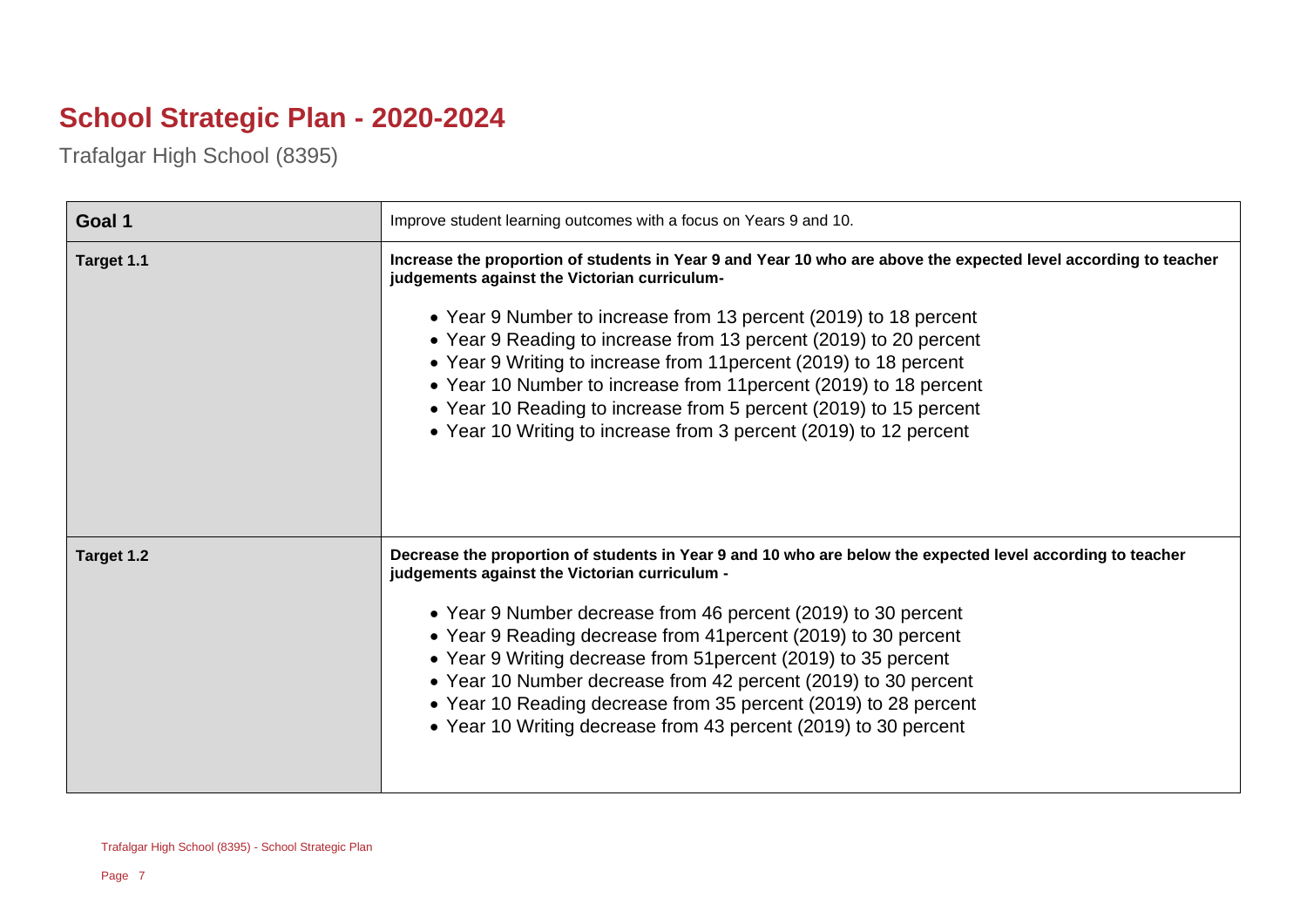# School Strategic Plan - 2020-2024

Trafalgar High School (8395)

| Goal 1 | Improve student learning outcomes with a focus on Years 9 and 10. |
|---|---|
| Target 1.1 | **Increase the proportion of students in Year 9 and Year 10 who are above the expected level according to teacher judgements against the Victorian curriculum-**<br><br>• Year 9 Number to increase from 13 percent (2019) to 18 percent<br>• Year 9 Reading to increase from 13 percent (2019) to 20 percent<br>• Year 9 Writing to increase from 11percent (2019) to 18 percent<br>• Year 10 Number to increase from 11percent (2019) to 18 percent<br>• Year 10 Reading to increase from 5 percent (2019) to 15 percent<br>• Year 10 Writing to increase from 3 percent (2019) to 12 percent |
| Target 1.2 | **Decrease the proportion of students in Year 9 and 10 who are below the expected level according to teacher judgements against the Victorian curriculum -**<br><br>• Year 9 Number decrease from 46 percent (2019) to 30 percent<br>• Year 9 Reading decrease from 41percent (2019) to 30 percent<br>• Year 9 Writing decrease from 51percent (2019) to 35 percent<br>• Year 10 Number decrease from 42 percent (2019) to 30 percent<br>• Year 10 Reading decrease from 35 percent (2019) to 28 percent<br>• Year 10 Writing decrease from 43 percent (2019) to 30 percent |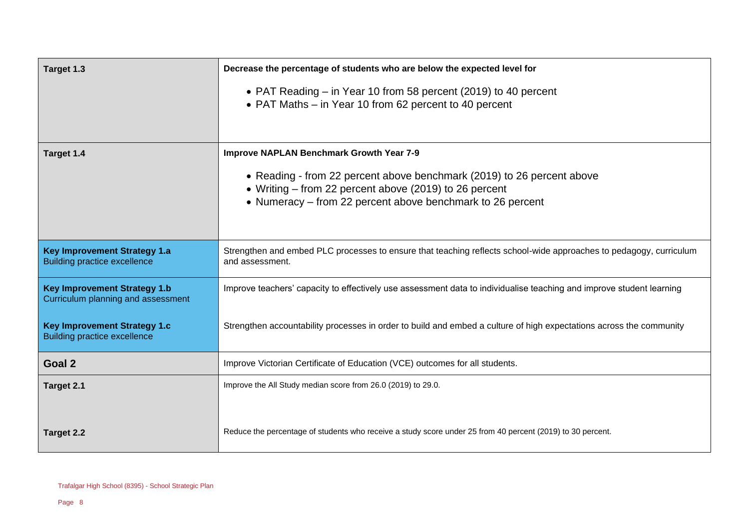| | |
|---|---|
| **Target 1.3** | **Decrease the percentage of students who are below the expected level for**<br>• PAT Reading – in Year 10 from 58 percent (2019) to 40 percent<br>• PAT Maths – in Year 10 from 62 percent to 40 percent |
| **Target 1.4** | **Improve NAPLAN Benchmark Growth Year 7-9**<br>• Reading - from 22 percent above benchmark (2019) to 26 percent above<br>• Writing – from 22 percent above (2019) to 26 percent<br>• Numeracy – from 22 percent above benchmark to 26 percent |
| **Key Improvement Strategy 1.a**<br>Building practice excellence | Strengthen and embed PLC processes to ensure that teaching reflects school-wide approaches to pedagogy, curriculum and assessment. |
| **Key Improvement Strategy 1.b**<br>Curriculum planning and assessment | Improve teachers' capacity to effectively use assessment data to individualise teaching and improve student learning |
| **Key Improvement Strategy 1.c**<br>Building practice excellence | Strengthen accountability processes in order to build and embed a culture of high expectations across the community |
| **Goal 2** | Improve Victorian Certificate of Education (VCE) outcomes for all students. |
| **Target 2.1** | Improve the All Study median score from 26.0 (2019) to 29.0. |
| **Target 2.2** | Reduce the percentage of students who receive a study score under 25 from 40 percent (2019) to 30 percent. |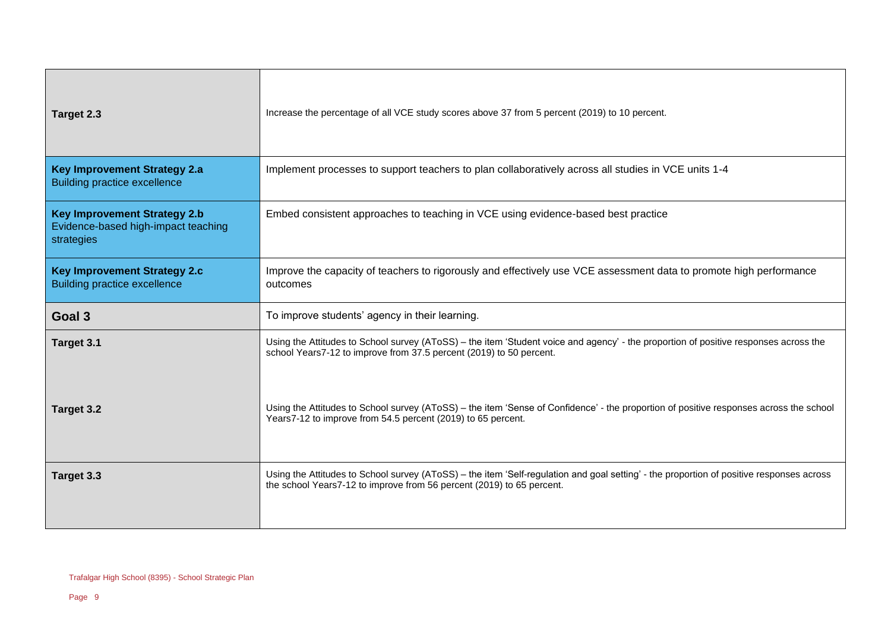| | |
|---|---|
| **Target 2.3** | Increase the percentage of all VCE study scores above 37 from 5 percent (2019) to 10 percent. |
| **Key Improvement Strategy 2.a** Building practice excellence | Implement processes to support teachers to plan collaboratively across all studies in VCE units 1-4 |
| **Key Improvement Strategy 2.b** Evidence-based high-impact teaching strategies | Embed consistent approaches to teaching in VCE using evidence-based best practice |
| **Key Improvement Strategy 2.c** Building practice excellence | Improve the capacity of teachers to rigorously and effectively use VCE assessment data to promote high performance outcomes |
| **Goal 3** | To improve students' agency in their learning. |
| **Target 3.1** | Using the Attitudes to School survey (AToSS) – the item 'Student voice and agency' - the proportion of positive responses across the school Years7-12 to improve from 37.5 percent (2019) to 50 percent. |
| **Target 3.2** | Using the Attitudes to School survey (AToSS) – the item 'Sense of Confidence' - the proportion of positive responses across the school Years7-12 to improve from 54.5 percent (2019) to 65 percent. |
| **Target 3.3** | Using the Attitudes to School survey (AToSS) – the item 'Self-regulation and goal setting' - the proportion of positive responses across the school Years7-12 to improve from 56 percent (2019) to 65 percent. |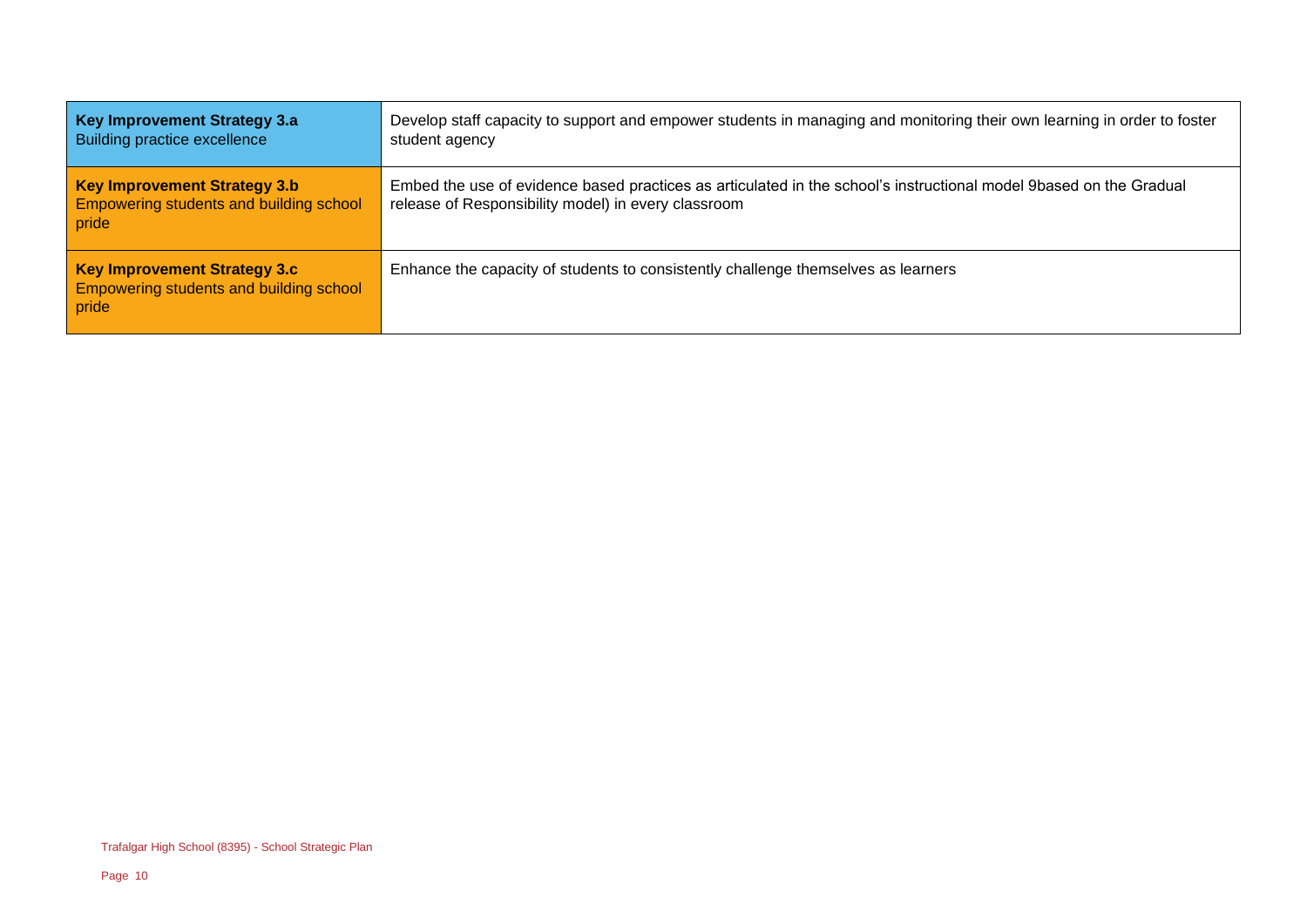| | |
|---|---|
| **Key Improvement Strategy 3.a** Building practice excellence | Develop staff capacity to support and empower students in managing and monitoring their own learning in order to foster student agency |
| **Key Improvement Strategy 3.b** Empowering students and building school pride | Embed the use of evidence based practices as articulated in the school's instructional model 9based on the Gradual release of Responsibility model) in every classroom |
| **Key Improvement Strategy 3.c** Empowering students and building school pride | Enhance the capacity of students to consistently challenge themselves as learners |